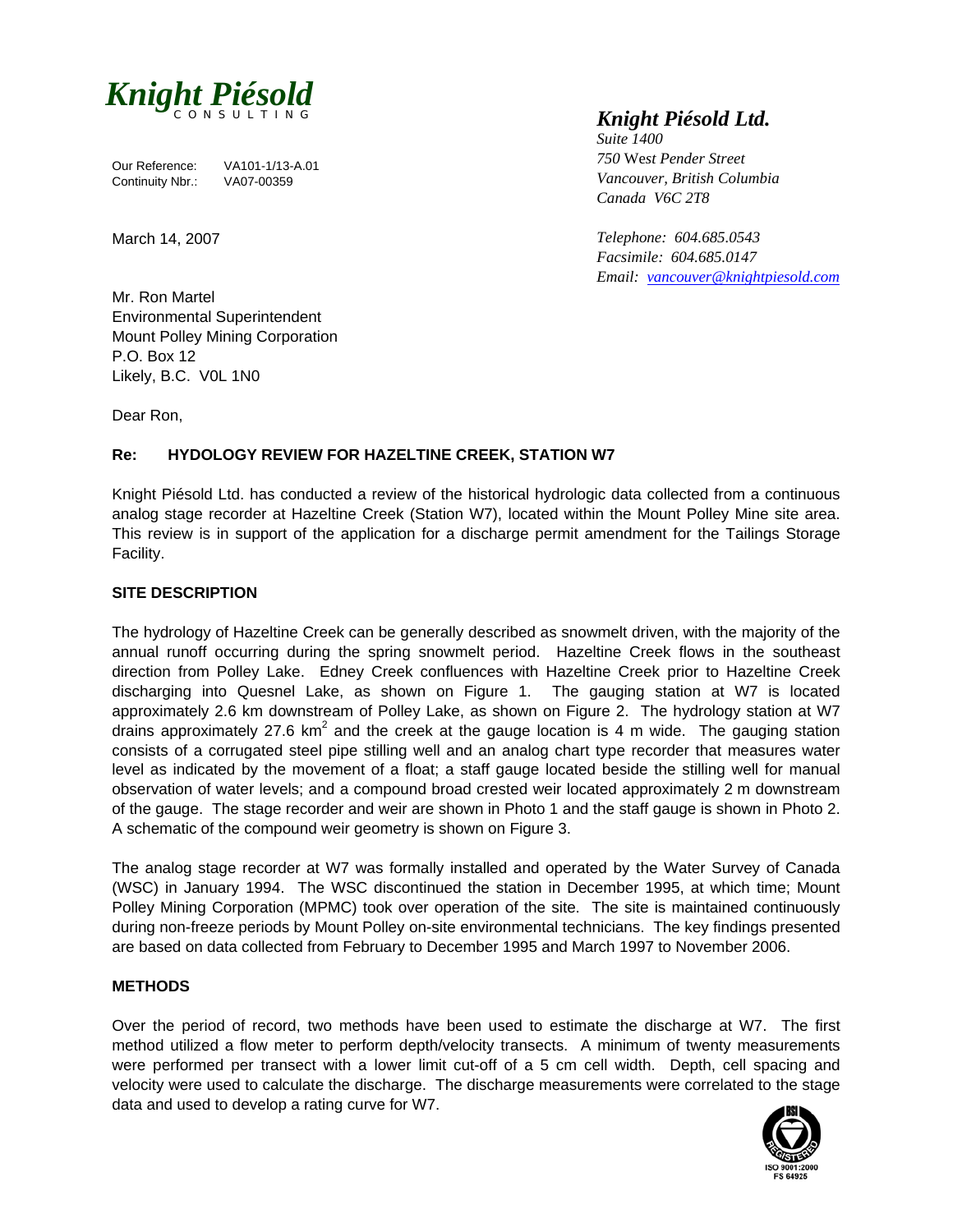**Knight Piésold**
CONSULTING

Our Reference: VA101-1/13-A.01
Continuity Nbr.: VA07-00359

*Knight Piésold Ltd.*
*Suite 1400*
*750 West Pender Street*
*Vancouver, British Columbia*
*Canada V6C 2T8*

*Telephone: 604.685.0543*
*Facsimile: 604.685.0147*
*Email: vancouver@knightpiesold.com*

March 14, 2007

Mr. Ron Martel
Environmental Superintendent
Mount Polley Mining Corporation
P.O. Box 12
Likely, B.C. V0L 1N0

Dear Ron,

**Re: HYDOLOGY REVIEW FOR HAZELTINE CREEK, STATION W7**

Knight Piésold Ltd. has conducted a review of the historical hydrologic data collected from a continuous analog stage recorder at Hazeltine Creek (Station W7), located within the Mount Polley Mine site area. This review is in support of the application for a discharge permit amendment for the Tailings Storage Facility.

**SITE DESCRIPTION**

The hydrology of Hazeltine Creek can be generally described as snowmelt driven, with the majority of the annual runoff occurring during the spring snowmelt period. Hazeltine Creek flows in the southeast direction from Polley Lake. Edney Creek confluences with Hazeltine Creek prior to Hazeltine Creek discharging into Quesnel Lake, as shown on Figure 1. The gauging station at W7 is located approximately 2.6 km downstream of Polley Lake, as shown on Figure 2. The hydrology station at W7 drains approximately 27.6 km$^2$ and the creek at the gauge location is 4 m wide. The gauging station consists of a corrugated steel pipe stilling well and an analog chart type recorder that measures water level as indicated by the movement of a float; a staff gauge located beside the stilling well for manual observation of water levels; and a compound broad crested weir located approximately 2 m downstream of the gauge. The stage recorder and weir are shown in Photo 1 and the staff gauge is shown in Photo 2. A schematic of the compound weir geometry is shown on Figure 3.

The analog stage recorder at W7 was formally installed and operated by the Water Survey of Canada (WSC) in January 1994. The WSC discontinued the station in December 1995, at which time; Mount Polley Mining Corporation (MPMC) took over operation of the site. The site is maintained continuously during non-freeze periods by Mount Polley on-site environmental technicians. The key findings presented are based on data collected from February to December 1995 and March 1997 to November 2006.

**METHODS**

Over the period of record, two methods have been used to estimate the discharge at W7. The first method utilized a flow meter to perform depth/velocity transects. A minimum of twenty measurements were performed per transect with a lower limit cut-off of a 5 cm cell width. Depth, cell spacing and velocity were used to calculate the discharge. The discharge measurements were correlated to the stage data and used to develop a rating curve for W7.

ISO 9001:2000
FS 64925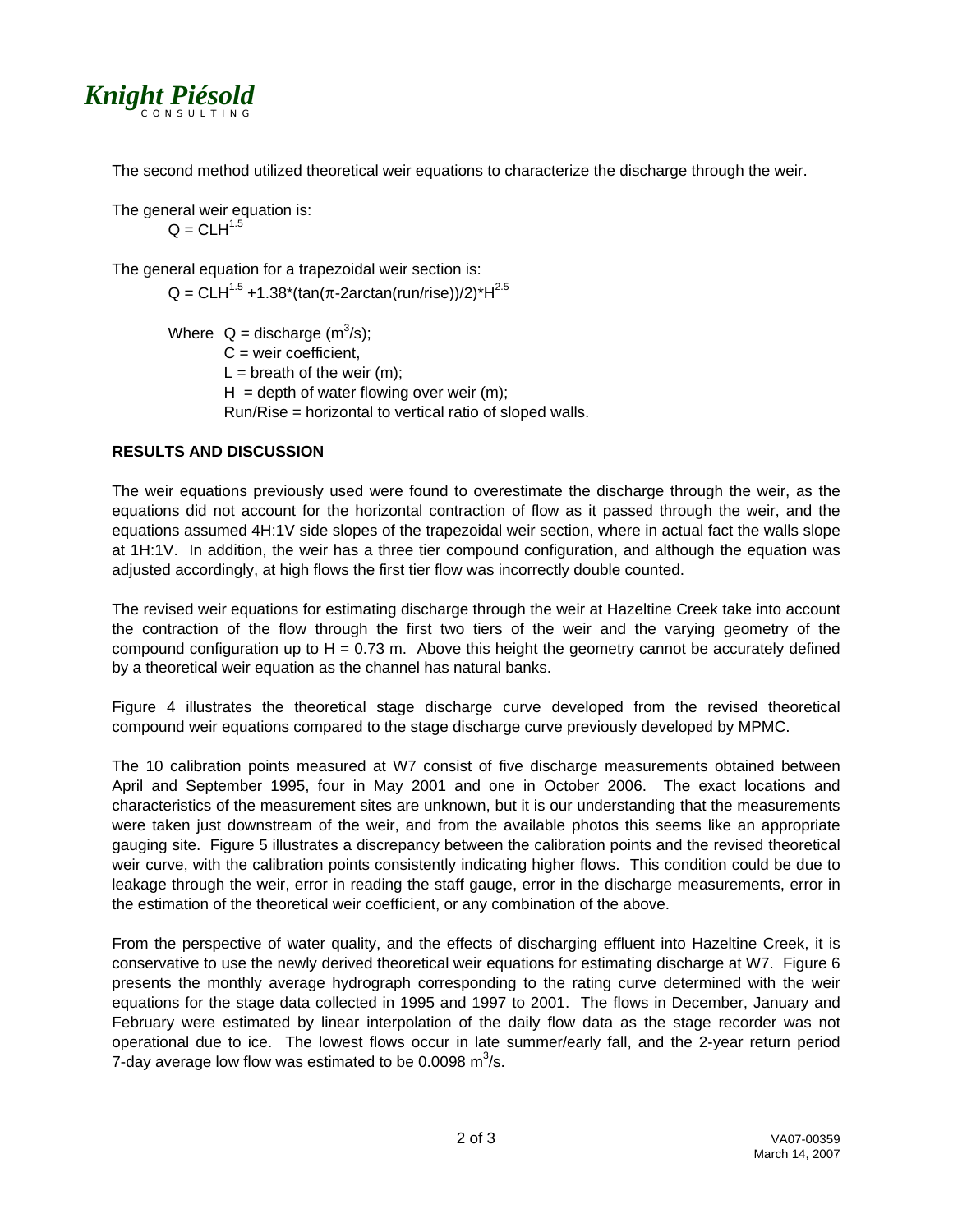The second method utilized theoretical weir equations to characterize the discharge through the weir.

The general weir equation is:

$$Q = CLH^{1.5}$$

The general equation for a trapezoidal weir section is:

$$Q = CLH^{1.5} + 1.38*(\tan(\pi - 2\arctan(\text{run/rise}))/2)*H^{2.5}$$

Where $Q$ = discharge ($m^3/s$);
$C$ = weir coefficient,
$L$ = breath of the weir (m);
$H$ = depth of water flowing over weir (m);
Run/Rise = horizontal to vertical ratio of sloped walls.

**RESULTS AND DISCUSSION**

The weir equations previously used were found to overestimate the discharge through the weir, as the equations did not account for the horizontal contraction of flow as it passed through the weir, and the equations assumed 4H:1V side slopes of the trapezoidal weir section, where in actual fact the walls slope at 1H:1V. In addition, the weir has a three tier compound configuration, and although the equation was adjusted accordingly, at high flows the first tier flow was incorrectly double counted.

The revised weir equations for estimating discharge through the weir at Hazeltine Creek take into account the contraction of the flow through the first two tiers of the weir and the varying geometry of the compound configuration up to $H = 0.73$ m. Above this height the geometry cannot be accurately defined by a theoretical weir equation as the channel has natural banks.

Figure 4 illustrates the theoretical stage discharge curve developed from the revised theoretical compound weir equations compared to the stage discharge curve previously developed by MPMC.

The 10 calibration points measured at W7 consist of five discharge measurements obtained between April and September 1995, four in May 2001 and one in October 2006. The exact locations and characteristics of the measurement sites are unknown, but it is our understanding that the measurements were taken just downstream of the weir, and from the available photos this seems like an appropriate gauging site. Figure 5 illustrates a discrepancy between the calibration points and the revised theoretical weir curve, with the calibration points consistently indicating higher flows. This condition could be due to leakage through the weir, error in reading the staff gauge, error in the discharge measurements, error in the estimation of the theoretical weir coefficient, or any combination of the above.

From the perspective of water quality, and the effects of discharging effluent into Hazeltine Creek, it is conservative to use the newly derived theoretical weir equations for estimating discharge at W7. Figure 6 presents the monthly average hydrograph corresponding to the rating curve determined with the weir equations for the stage data collected in 1995 and 1997 to 2001. The flows in December, January and February were estimated by linear interpolation of the daily flow data as the stage recorder was not operational due to ice. The lowest flows occur in late summer/early fall, and the 2-year return period 7-day average low flow was estimated to be 0.0098 $m^3/s$.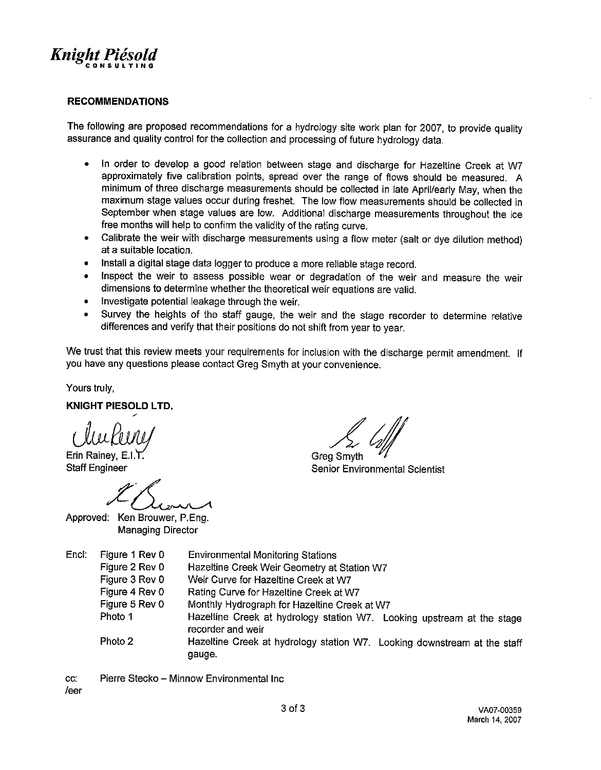## RECOMMENDATIONS

The following are proposed recommendations for a hydrology site work plan for 2007, to provide quality assurance and quality control for the collection and processing of future hydrology data.

- In order to develop a good relation between stage and discharge for Hazeltine Creek at W7 approximately five calibration points, spread over the range of flows should be measured. A minimum of three discharge measurements should be collected in late April/early May, when the maximum stage values occur during freshet. The low flow measurements should be collected in September when stage values are low. Additional discharge measurements throughout the ice free months will help to confirm the validity of the rating curve.
- Calibrate the weir with discharge measurements using a flow meter (salt or dye dilution method) at a suitable location.
- Install a digital stage data logger to produce a more reliable stage record.
- Inspect the weir to assess possible wear or degradation of the weir and measure the weir dimensions to determine whether the theoretical weir equations are valid.
- Investigate potential leakage through the weir.
- Survey the heights of the staff gauge, the weir and the stage recorder to determine relative differences and verify that their positions do not shift from year to year.

We trust that this review meets your requirements for inclusion with the discharge permit amendment. If you have any questions please contact Greg Smyth at your convenience.

Yours truly,

**KNIGHT PIESOLD LTD.**

Erin Rainey, E.I.T.
Staff Engineer

Greg Smyth
Senior Environmental Scientist

Approved: Ken Brouwer, P.Eng.
Managing Director

| Encl: | | |
|---|---|---|
| | Figure 1 Rev 0 | Environmental Monitoring Stations |
| | Figure 2 Rev 0 | Hazeltine Creek Weir Geometry at Station W7 |
| | Figure 3 Rev 0 | Weir Curve for Hazeltine Creek at W7 |
| | Figure 4 Rev 0 | Rating Curve for Hazeltine Creek at W7 |
| | Figure 5 Rev 0 | Monthly Hydrograph for Hazeltine Creek at W7 |
| | Photo 1 | Hazeltine Creek at hydrology station W7. Looking upstream at the stage recorder and weir |
| | Photo 2 | Hazeltine Creek at hydrology station W7. Looking downstream at the staff gauge. |

cc: Pierre Stecko – Minnow Environmental Inc

/eer

VA07-00359
March 14, 2007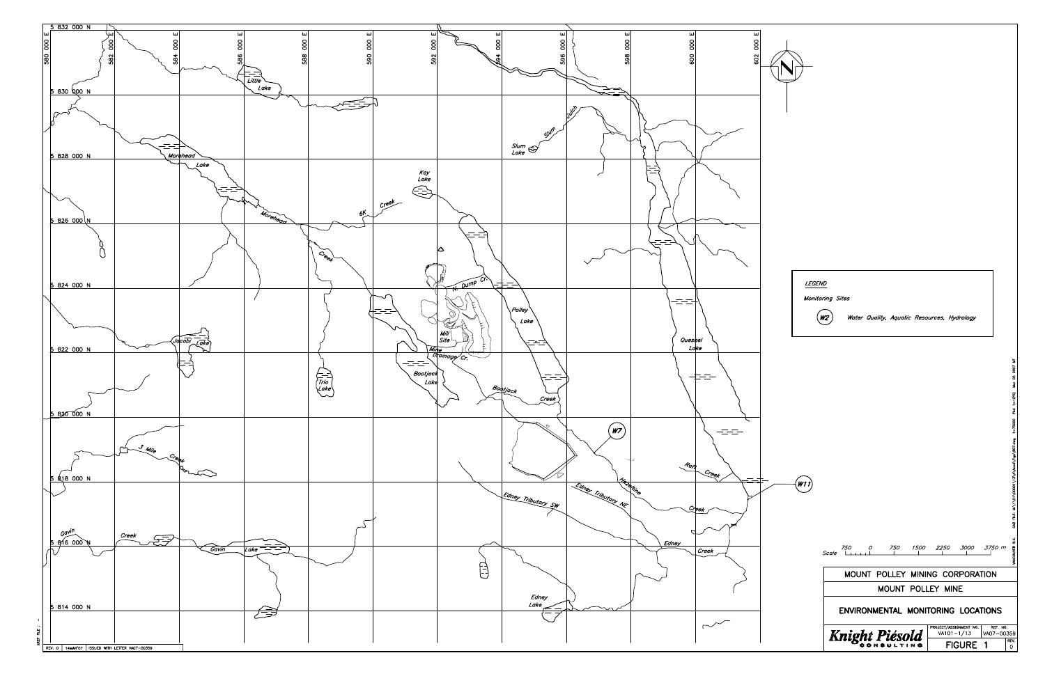## LEGEND

Monitoring Sites

(W2) Water Quality, Aquatic Resources, Hydrology

Scale 750 0 750 1500 2250 3000 3750 m

MOUNT POLLEY MINING CORPORATION

MOUNT POLLEY MINE

# ENVIRONMENTAL MONITORING LOCATIONS

Knight Piésold CONSULTING

| PROJECT/ASSIGNMENT NO. | REF. NO. |
| --- | --- |
| VA101-1/13 | VA07-00359 |

FIGURE 1 — REV. 0

REV. 0 | 14MAR'07 | ISSUED WITH LETTER VA07-00359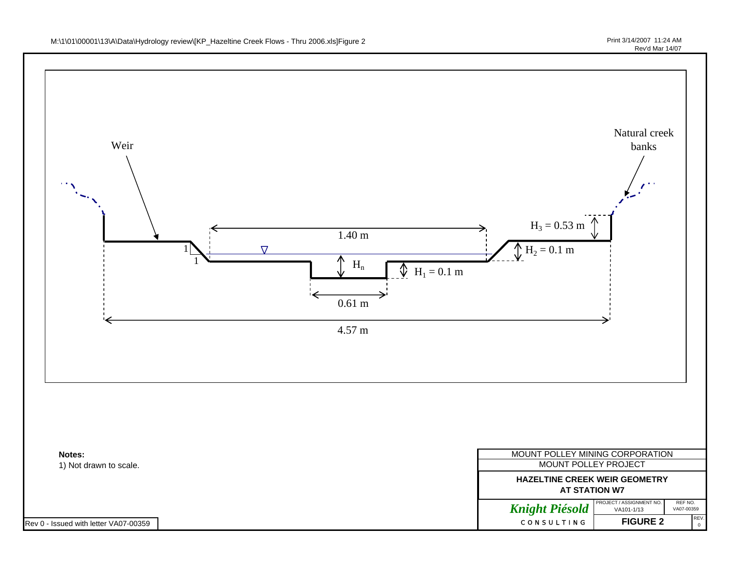M:\1\01\00001\13\A\Data\Hydrology review\[KP_Hazeltine Creek Flows - Thru 2006.xls]Figure 2

Print 3/14/2007 11:24 AM
Rev'd Mar 14/07

Weir

Natural creek banks

1.40 m

$H_3$ = 0.53 m

$H_2$ = 0.1 m

1

1

$H_n$

$H_1$ = 0.1 m

0.61 m

4.57 m

**Notes:**
1) Not drawn to scale.

Rev 0 - Issued with letter VA07-00359

| MOUNT POLLEY MINING CORPORATION | | |
|---|---|---|
| MOUNT POLLEY PROJECT | | |
| **HAZELTINE CREEK WEIR GEOMETRY AT STATION W7** | | |
| *Knight Piésold* CONSULTING | PROJECT / ASSIGNMENT NO. VA101-1/13 | REF NO. VA07-00359 |
| | **FIGURE 2** | REV. 0 |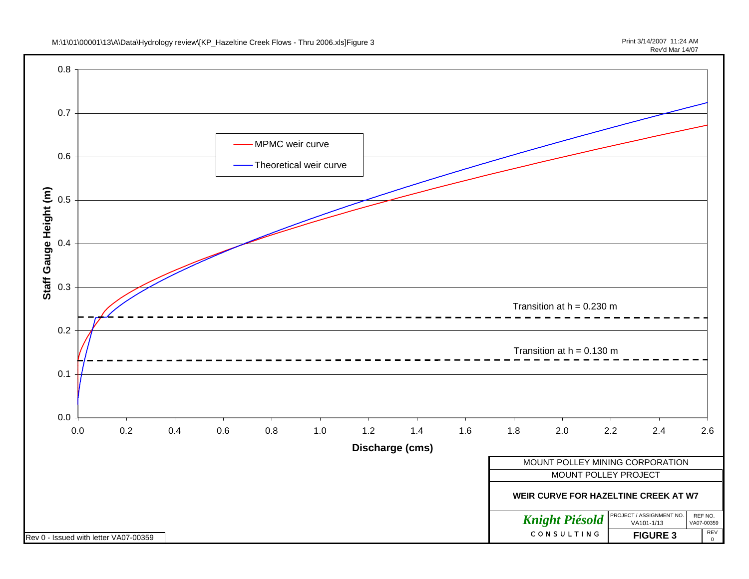M:\1\01\00001\13\A\Data\Hydrology review\[KP_Hazeltine Creek Flows - Thru 2006.xls]Figure 3

Print 3/14/2007 11:24 AM
Rev'd Mar 14/07

Staff Gauge Height (m) vs. Discharge (cms)

- MPMC weir curve
- Theoretical weir curve

Transition at h = 0.230 m

Transition at h = 0.130 m

| MOUNT POLLEY MINING CORPORATION | | |
|---|---|---|
| MOUNT POLLEY PROJECT | | |
| **WEIR CURVE FOR HAZELTINE CREEK AT W7** | | |
| *Knight Piésold* CONSULTING | PROJECT / ASSIGNMENT NO. VA101-1/13 | REF NO. VA07-00359 |
| | **FIGURE 3** | REV 0 |

Rev 0 - Issued with letter VA07-00359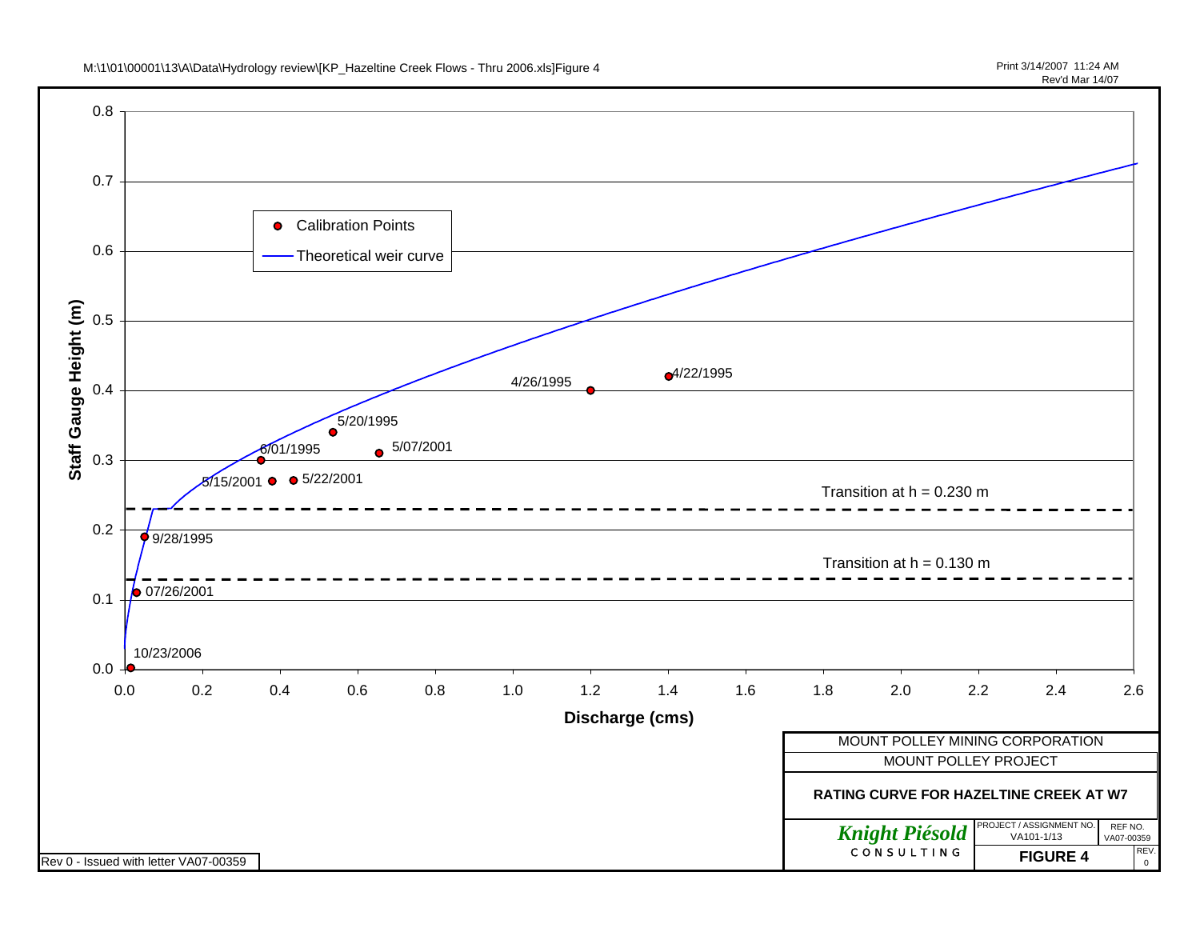M:\1\01\00001\13\A\Data\Hydrology review\[KP_Hazeltine Creek Flows - Thru 2006.xls]Figure 4

Print 3/14/2007 11:24 AM
Rev'd Mar 14/07

**Staff Gauge Height (m)** vs. **Discharge (cms)**

Legend:
- Calibration Points
- Theoretical weir curve

Calibration points: 10/23/2006, 07/26/2001, 9/28/1995, 5/15/2001, 6/01/1995, 5/22/2001, 5/20/1995, 5/07/2001, 4/26/1995, 4/22/1995

Transition at h = 0.230 m

Transition at h = 0.130 m

| MOUNT POLLEY MINING CORPORATION | | |
|---|---|---|
| MOUNT POLLEY PROJECT | | |
| **RATING CURVE FOR HAZELTINE CREEK AT W7** | | |
| *Knight Piésold* CONSULTING | PROJECT / ASSIGNMENT NO. VA101-1/13 | REF NO. VA07-00359 |
| | **FIGURE 4** | REV. 0 |

Rev 0 - Issued with letter VA07-00359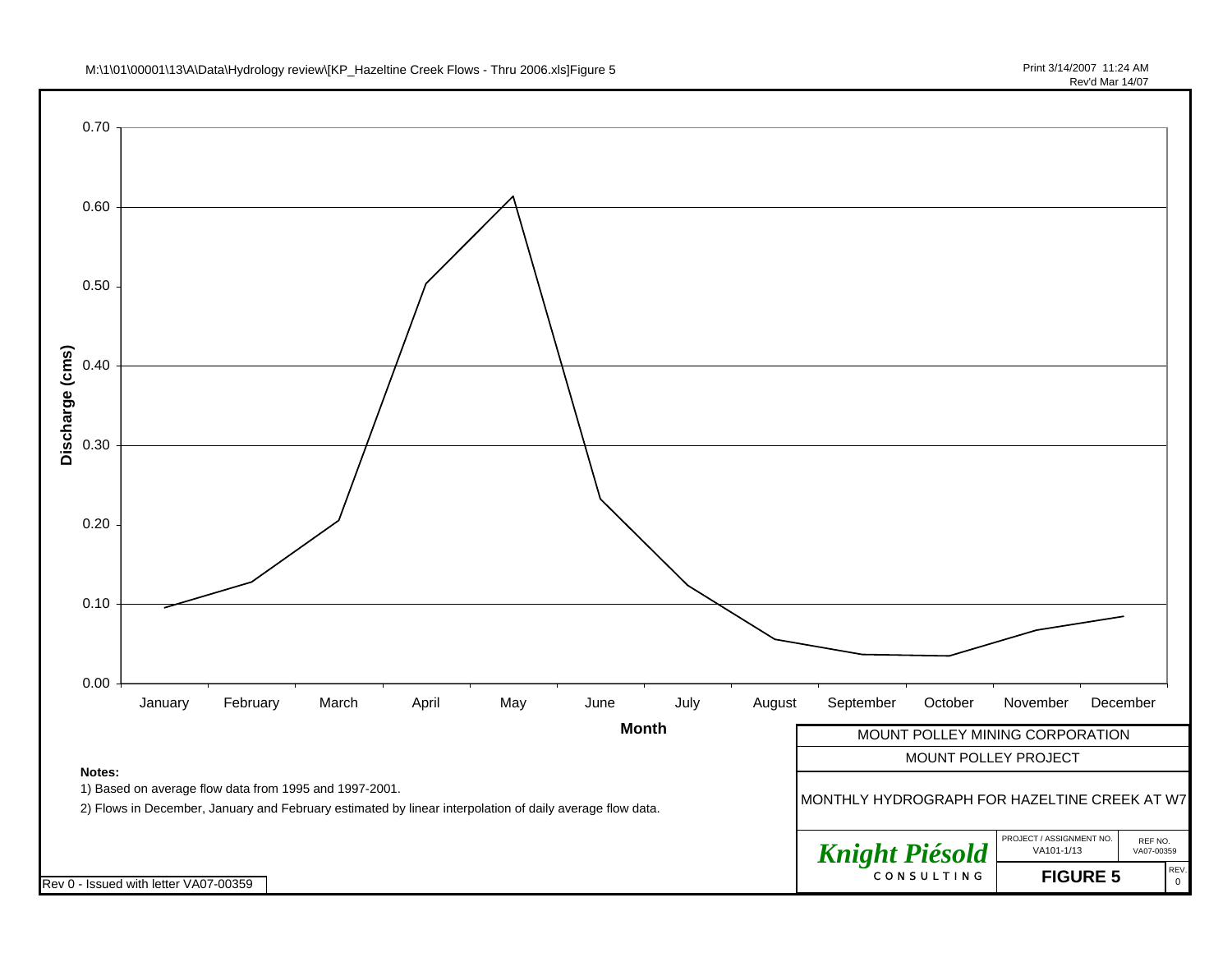M:\1\01\00001\13\A\Data\Hydrology review\[KP_Hazeltine Creek Flows - Thru 2006.xls]Figure 5

Print 3/14/2007 11:24 AM
Rev'd Mar 14/07

Discharge (cms)

0.70
0.60
0.50
0.40
0.30
0.20
0.10
0.00

January February March April May June July August September October November December

**Month**

**Notes:**

1) Based on average flow data from 1995 and 1997-2001.

2) Flows in December, January and February estimated by linear interpolation of daily average flow data.

Rev 0 - Issued with letter VA07-00359

MOUNT POLLEY MINING CORPORATION

MOUNT POLLEY PROJECT

MONTHLY HYDROGRAPH FOR HAZELTINE CREEK AT W7

*Knight Piésold* CONSULTING

| PROJECT / ASSIGNMENT NO. | REF NO. | REV. |
|---|---|---|
| VA101-1/13 | VA07-00359 | 0 |
| **FIGURE 5** | | |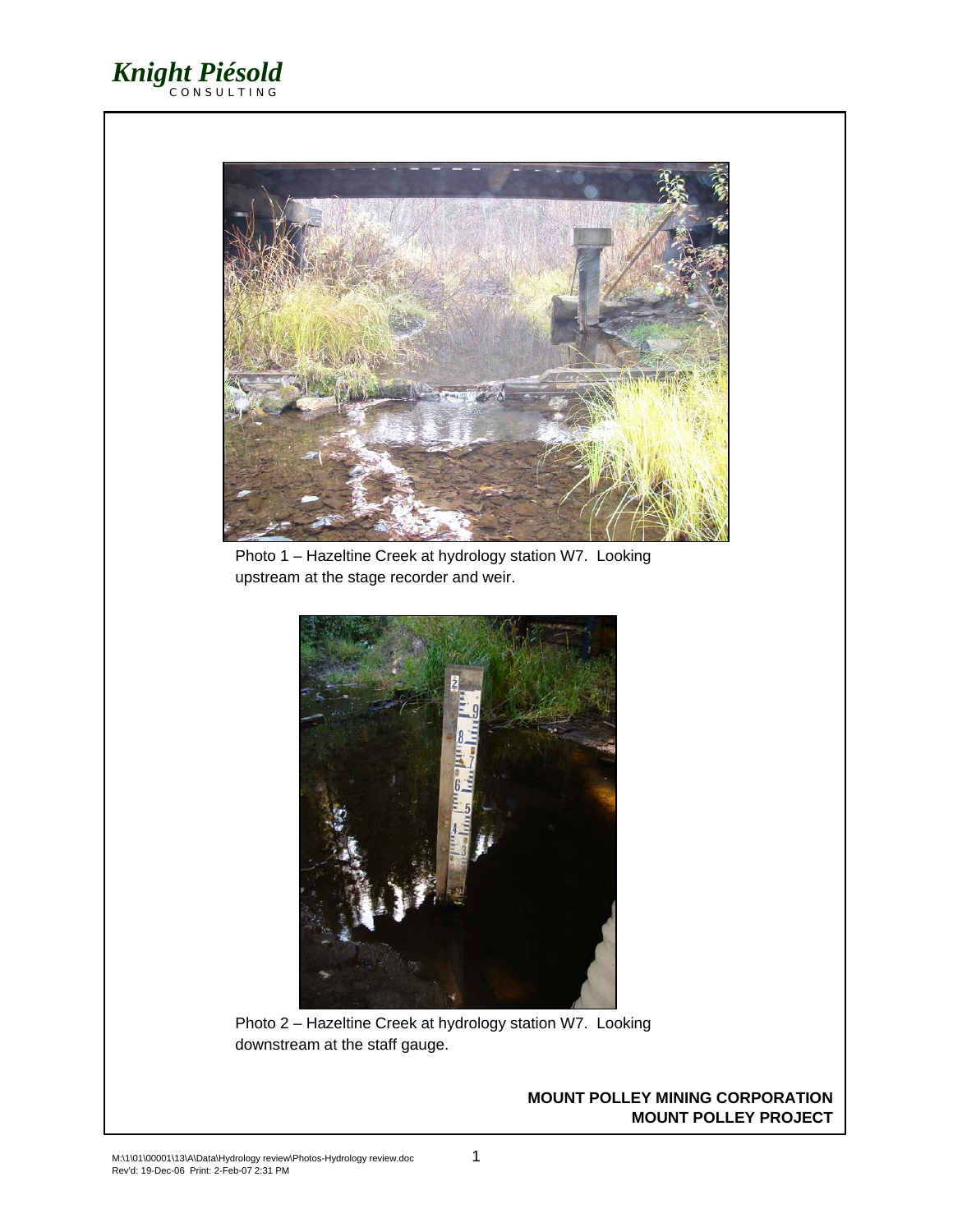Photo 1 – Hazeltine Creek at hydrology station W7. Looking upstream at the stage recorder and weir.

Photo 2 – Hazeltine Creek at hydrology station W7. Looking downstream at the staff gauge.

**MOUNT POLLEY MINING CORPORATION**
**MOUNT POLLEY PROJECT**